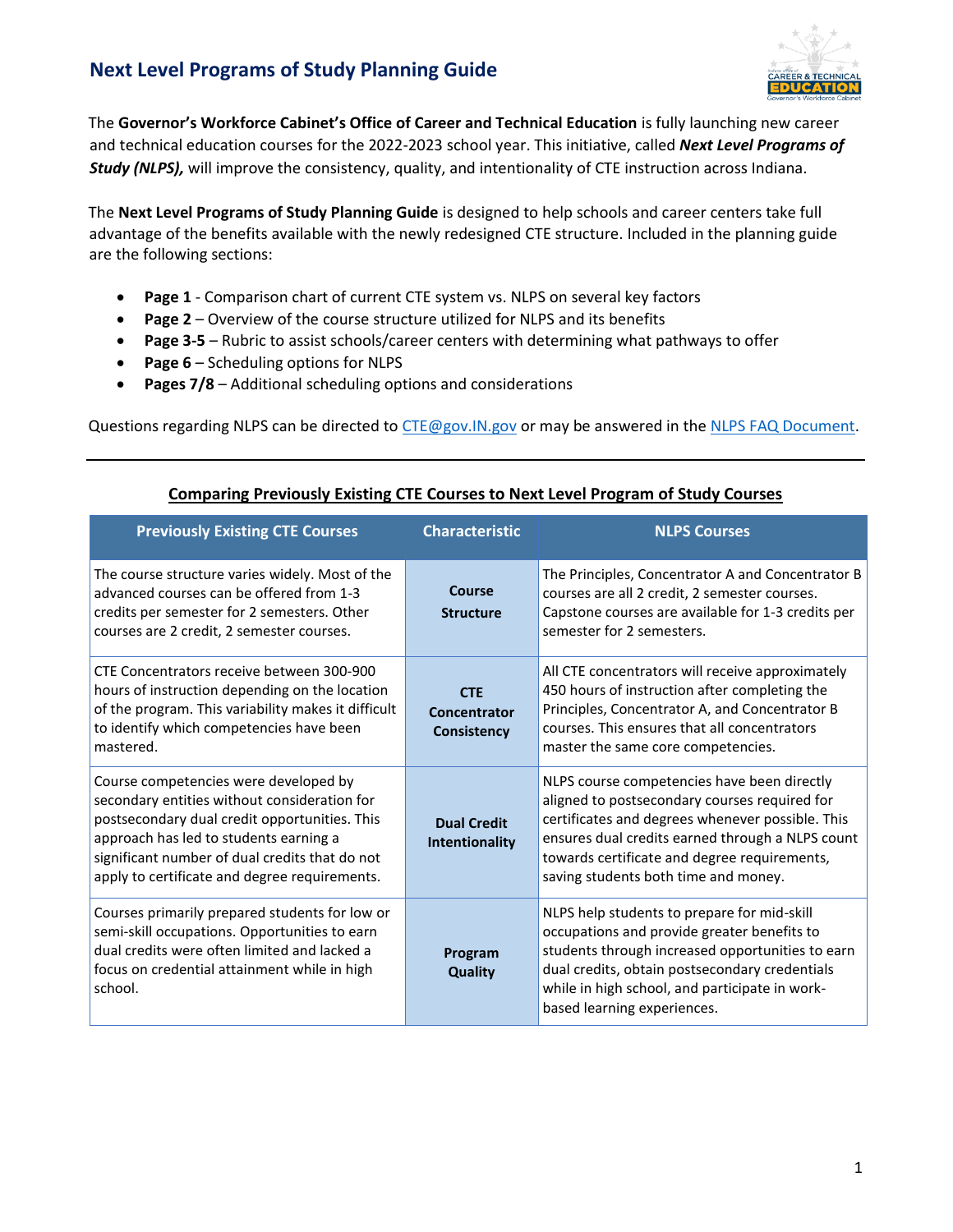# Next Level Programs of Study Planning Guide

The **Governor's Workforce Cabinet's Office of Career and Technical Education** is fully launching new career and technical education courses for the 2022-2023 school year. This initiative, called ***Next Level Programs of Study (NLPS),*** will improve the consistency, quality, and intentionality of CTE instruction across Indiana.

The **Next Level Programs of Study Planning Guide** is designed to help schools and career centers take full advantage of the benefits available with the newly redesigned CTE structure. Included in the planning guide are the following sections:

- **Page 1** - Comparison chart of current CTE system vs. NLPS on several key factors
- **Page 2** – Overview of the course structure utilized for NLPS and its benefits
- **Page 3-5** – Rubric to assist schools/career centers with determining what pathways to offer
- **Page 6** – Scheduling options for NLPS
- **Pages 7/8** – Additional scheduling options and considerations

Questions regarding NLPS can be directed to CTE@gov.IN.gov or may be answered in the NLPS FAQ Document.

---

## Comparing Previously Existing CTE Courses to Next Level Program of Study Courses

| Previously Existing CTE Courses | Characteristic | NLPS Courses |
|---|---|---|
| The course structure varies widely. Most of the advanced courses can be offered from 1-3 credits per semester for 2 semesters. Other courses are 2 credit, 2 semester courses. | **Course Structure** | The Principles, Concentrator A and Concentrator B courses are all 2 credit, 2 semester courses. Capstone courses are available for 1-3 credits per semester for 2 semesters. |
| CTE Concentrators receive between 300-900 hours of instruction depending on the location of the program. This variability makes it difficult to identify which competencies have been mastered. | **CTE Concentrator Consistency** | All CTE concentrators will receive approximately 450 hours of instruction after completing the Principles, Concentrator A, and Concentrator B courses. This ensures that all concentrators master the same core competencies. |
| Course competencies were developed by secondary entities without consideration for postsecondary dual credit opportunities. This approach has led to students earning a significant number of dual credits that do not apply to certificate and degree requirements. | **Dual Credit Intentionality** | NLPS course competencies have been directly aligned to postsecondary courses required for certificates and degrees whenever possible. This ensures dual credits earned through a NLPS count towards certificate and degree requirements, saving students both time and money. |
| Courses primarily prepared students for low or semi-skill occupations. Opportunities to earn dual credits were often limited and lacked a focus on credential attainment while in high school. | **Program Quality** | NLPS help students to prepare for mid-skill occupations and provide greater benefits to students through increased opportunities to earn dual credits, obtain postsecondary credentials while in high school, and participate in work-based learning experiences. |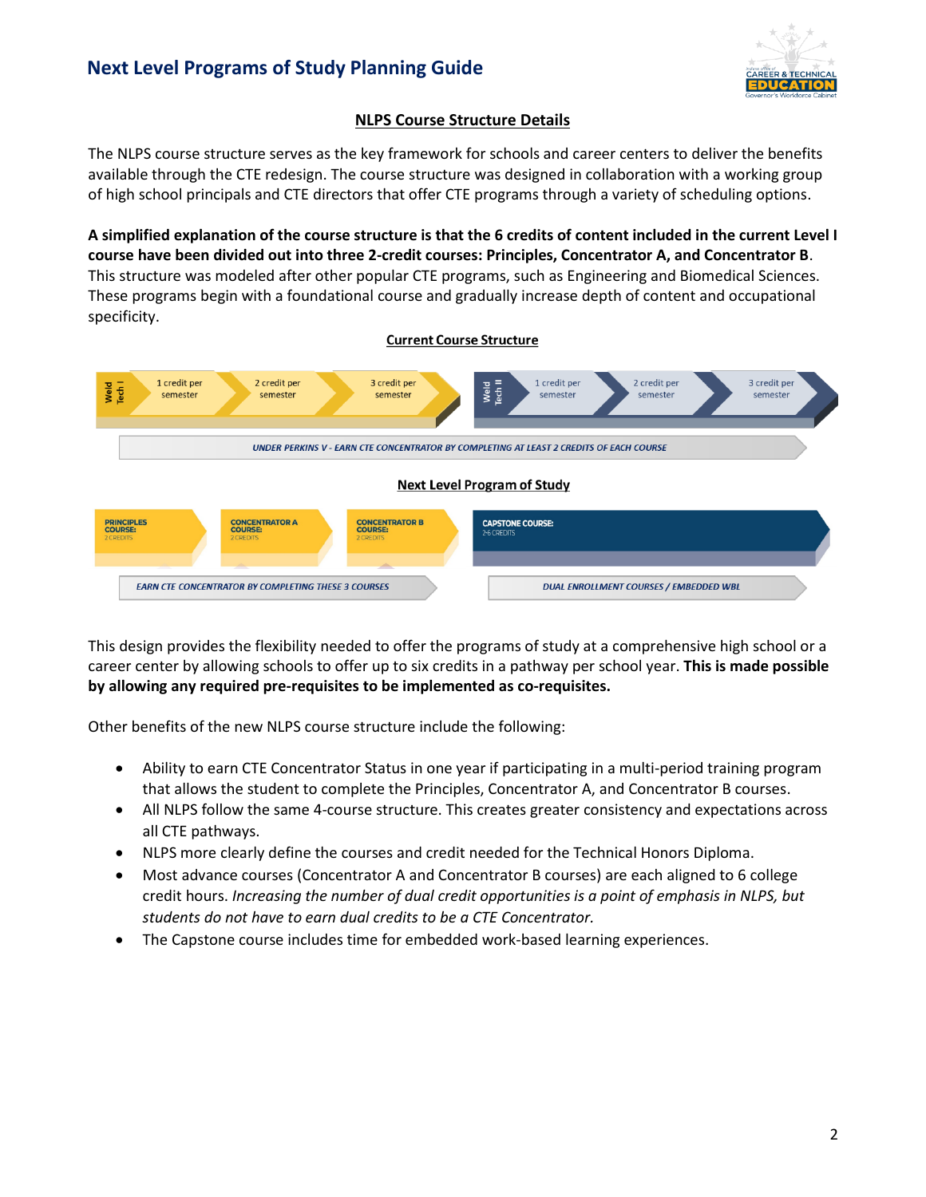## NLPS Course Structure Details

The NLPS course structure serves as the key framework for schools and career centers to deliver the benefits available through the CTE redesign. The course structure was designed in collaboration with a working group of high school principals and CTE directors that offer CTE programs through a variety of scheduling options.

**A simplified explanation of the course structure is that the 6 credits of content included in the current Level I course have been divided out into three 2-credit courses: Principles, Concentrator A, and Concentrator B**. This structure was modeled after other popular CTE programs, such as Engineering and Biomedical Sciences. These programs begin with a foundational course and gradually increase depth of content and occupational specificity.

### Current Course Structure

Weld Tech I: 1 credit per semester → 2 credit per semester → 3 credit per semester

Weld Tech II: 1 credit per semester → 2 credit per semester → 3 credit per semester

UNDER PERKINS V - EARN CTE CONCENTRATOR BY COMPLETING AT LEAST 2 CREDITS OF EACH COURSE

### Next Level Program of Study

PRINCIPLES COURSE: 2 CREDITS → CONCENTRATOR A COURSE: 2 CREDITS → CONCENTRATOR B COURSE: 2 CREDITS → CAPSTONE COURSE: 2-6 CREDITS

EARN CTE CONCENTRATOR BY COMPLETING THESE 3 COURSES

DUAL ENROLLMENT COURSES / EMBEDDED WBL

This design provides the flexibility needed to offer the programs of study at a comprehensive high school or a career center by allowing schools to offer up to six credits in a pathway per school year. **This is made possible by allowing any required pre-requisites to be implemented as co-requisites.**

Other benefits of the new NLPS course structure include the following:

- Ability to earn CTE Concentrator Status in one year if participating in a multi-period training program that allows the student to complete the Principles, Concentrator A, and Concentrator B courses.
- All NLPS follow the same 4-course structure. This creates greater consistency and expectations across all CTE pathways.
- NLPS more clearly define the courses and credit needed for the Technical Honors Diploma.
- Most advance courses (Concentrator A and Concentrator B courses) are each aligned to 6 college credit hours. *Increasing the number of dual credit opportunities is a point of emphasis in NLPS, but students do not have to earn dual credits to be a CTE Concentrator.*
- The Capstone course includes time for embedded work-based learning experiences.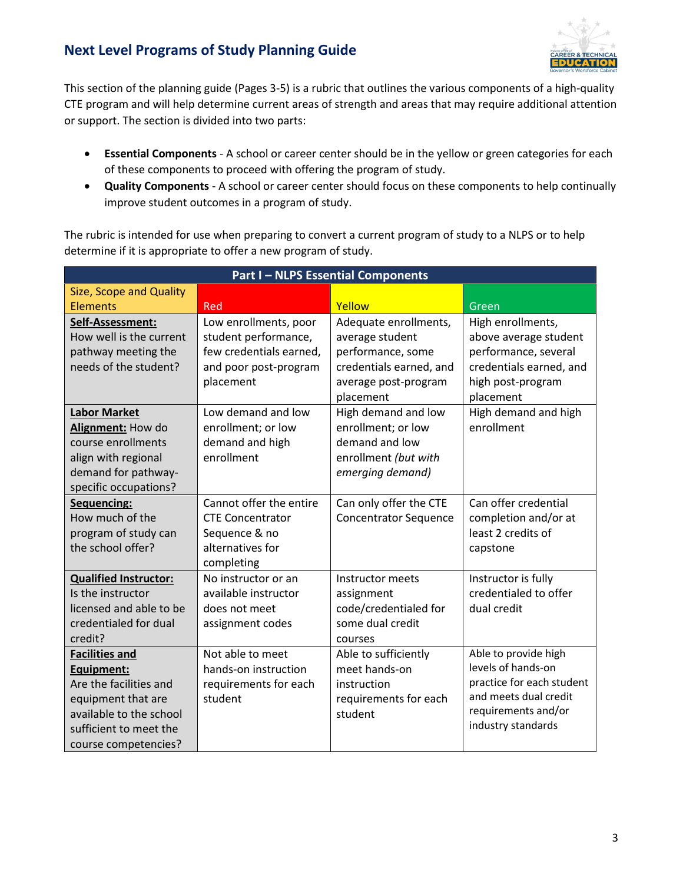## Next Level Programs of Study Planning Guide

This section of the planning guide (Pages 3-5) is a rubric that outlines the various components of a high-quality CTE program and will help determine current areas of strength and areas that may require additional attention or support. The section is divided into two parts:

- **Essential Components** - A school or career center should be in the yellow or green categories for each of these components to proceed with offering the program of study.
- **Quality Components** - A school or career center should focus on these components to help continually improve student outcomes in a program of study.

The rubric is intended for use when preparing to convert a current program of study to a NLPS or to help determine if it is appropriate to offer a new program of study.

| **Part I – NLPS Essential Components** | | | |
|---|---|---|---|
| Size, Scope and Quality Elements | Red | Yellow | Green |
| **Self-Assessment:** How well is the current pathway meeting the needs of the student? | Low enrollments, poor student performance, few credentials earned, and poor post-program placement | Adequate enrollments, average student performance, some credentials earned, and average post-program placement | High enrollments, above average student performance, several credentials earned, and high post-program placement |
| **Labor Market Alignment:** How do course enrollments align with regional demand for pathway-specific occupations? | Low demand and low enrollment; or low demand and high enrollment | High demand and low enrollment; or low demand and low enrollment *(but with emerging demand)* | High demand and high enrollment |
| **Sequencing:** How much of the program of study can the school offer? | Cannot offer the entire CTE Concentrator Sequence & no alternatives for completing | Can only offer the CTE Concentrator Sequence | Can offer credential completion and/or at least 2 credits of capstone |
| **Qualified Instructor:** Is the instructor licensed and able to be credentialed for dual credit? | No instructor or an available instructor does not meet assignment codes | Instructor meets assignment code/credentialed for some dual credit courses | Instructor is fully credentialed to offer dual credit |
| **Facilities and Equipment:** Are the facilities and equipment that are available to the school sufficient to meet the course competencies? | Not able to meet hands-on instruction requirements for each student | Able to sufficiently meet hands-on instruction requirements for each student | Able to provide high levels of hands-on practice for each student and meets dual credit requirements and/or industry standards |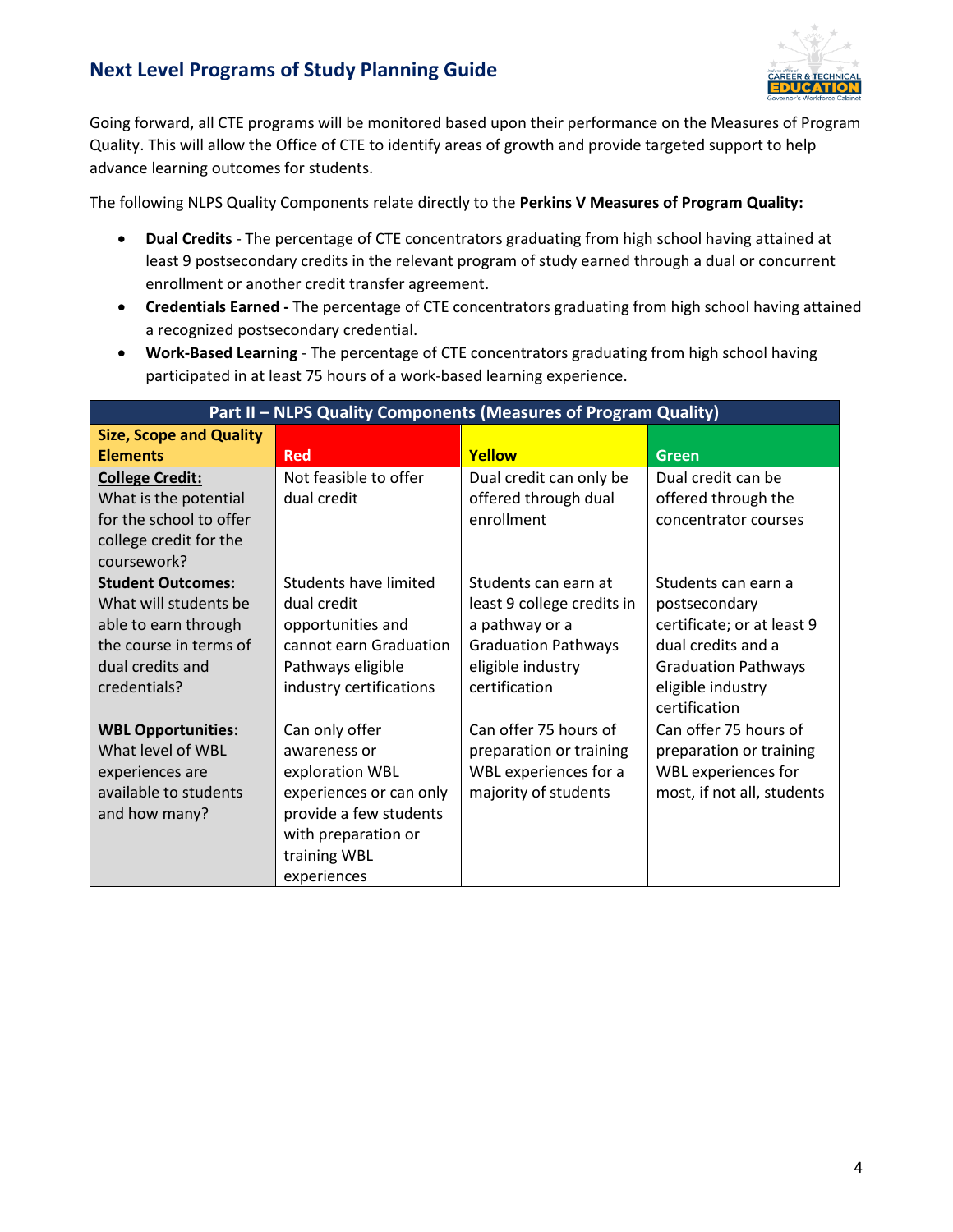Going forward, all CTE programs will be monitored based upon their performance on the Measures of Program Quality. This will allow the Office of CTE to identify areas of growth and provide targeted support to help advance learning outcomes for students.

The following NLPS Quality Components relate directly to the **Perkins V Measures of Program Quality:**

- **Dual Credits** - The percentage of CTE concentrators graduating from high school having attained at least 9 postsecondary credits in the relevant program of study earned through a dual or concurrent enrollment or another credit transfer agreement.
- **Credentials Earned -** The percentage of CTE concentrators graduating from high school having attained a recognized postsecondary credential.
- **Work-Based Learning** - The percentage of CTE concentrators graduating from high school having participated in at least 75 hours of a work-based learning experience.

| Part II – NLPS Quality Components (Measures of Program Quality) | | | |
|---|---|---|---|
| **Size, Scope and Quality Elements** | **Red** | **Yellow** | **Green** |
| **College Credit:** What is the potential for the school to offer college credit for the coursework? | Not feasible to offer dual credit | Dual credit can only be offered through dual enrollment | Dual credit can be offered through the concentrator courses |
| **Student Outcomes:** What will students be able to earn through the course in terms of dual credits and credentials? | Students have limited dual credit opportunities and cannot earn Graduation Pathways eligible industry certifications | Students can earn at least 9 college credits in a pathway or a Graduation Pathways eligible industry certification | Students can earn a postsecondary certificate; or at least 9 dual credits and a Graduation Pathways eligible industry certification |
| **WBL Opportunities:** What level of WBL experiences are available to students and how many? | Can only offer awareness or exploration WBL experiences or can only provide a few students with preparation or training WBL experiences | Can offer 75 hours of preparation or training WBL experiences for a majority of students | Can offer 75 hours of preparation or training WBL experiences for most, if not all, students |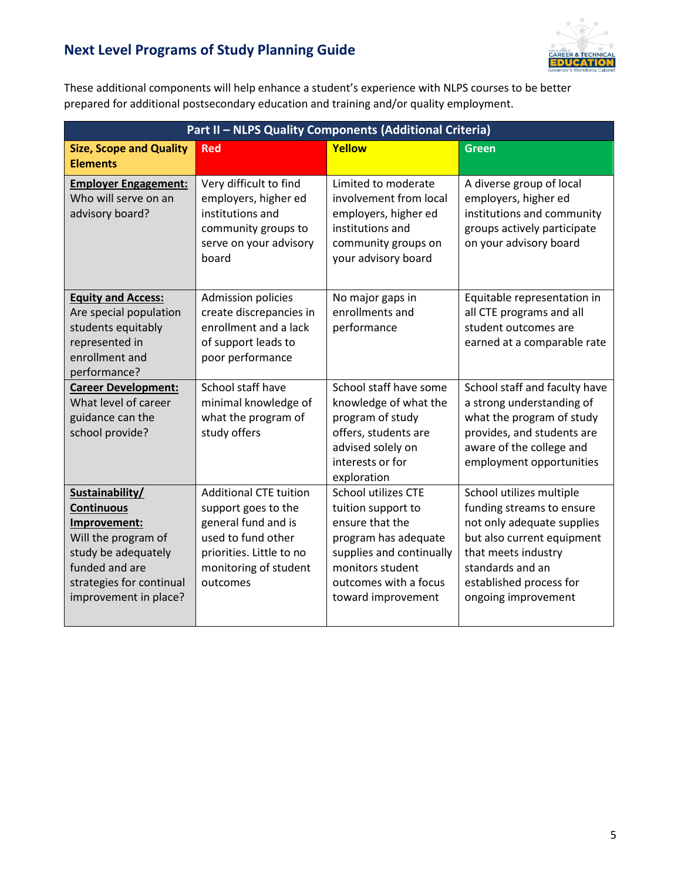## Next Level Programs of Study Planning Guide

These additional components will help enhance a student's experience with NLPS courses to be better prepared for additional postsecondary education and training and/or quality employment.

| Part II – NLPS Quality Components (Additional Criteria) | | | |
|---|---|---|---|
| **Size, Scope and Quality Elements** | **Red** | **Yellow** | **Green** |
| **Employer Engagement:** Who will serve on an advisory board? | Very difficult to find employers, higher ed institutions and community groups to serve on your advisory board | Limited to moderate involvement from local employers, higher ed institutions and community groups on your advisory board | A diverse group of local employers, higher ed institutions and community groups actively participate on your advisory board |
| **Equity and Access:** Are special population students equitably represented in enrollment and performance? | Admission policies create discrepancies in enrollment and a lack of support leads to poor performance | No major gaps in enrollments and performance | Equitable representation in all CTE programs and all student outcomes are earned at a comparable rate |
| **Career Development:** What level of career guidance can the school provide? | School staff have minimal knowledge of what the program of study offers | School staff have some knowledge of what the program of study offers, students are advised solely on interests or for exploration | School staff and faculty have a strong understanding of what the program of study provides, and students are aware of the career and employment opportunities |
| **Sustainability/ Continuous Improvement:** Will the program of study be adequately funded and are strategies for continual improvement in place? | Additional CTE tuition support goes to the general fund and is used to fund other priorities. Little to no monitoring of student outcomes | School utilizes CTE tuition support to ensure that the program has adequate supplies and continually monitors student outcomes with a focus toward improvement | School utilizes multiple funding streams to ensure not only adequate supplies but also current equipment that meets industry standards and an established process for ongoing improvement |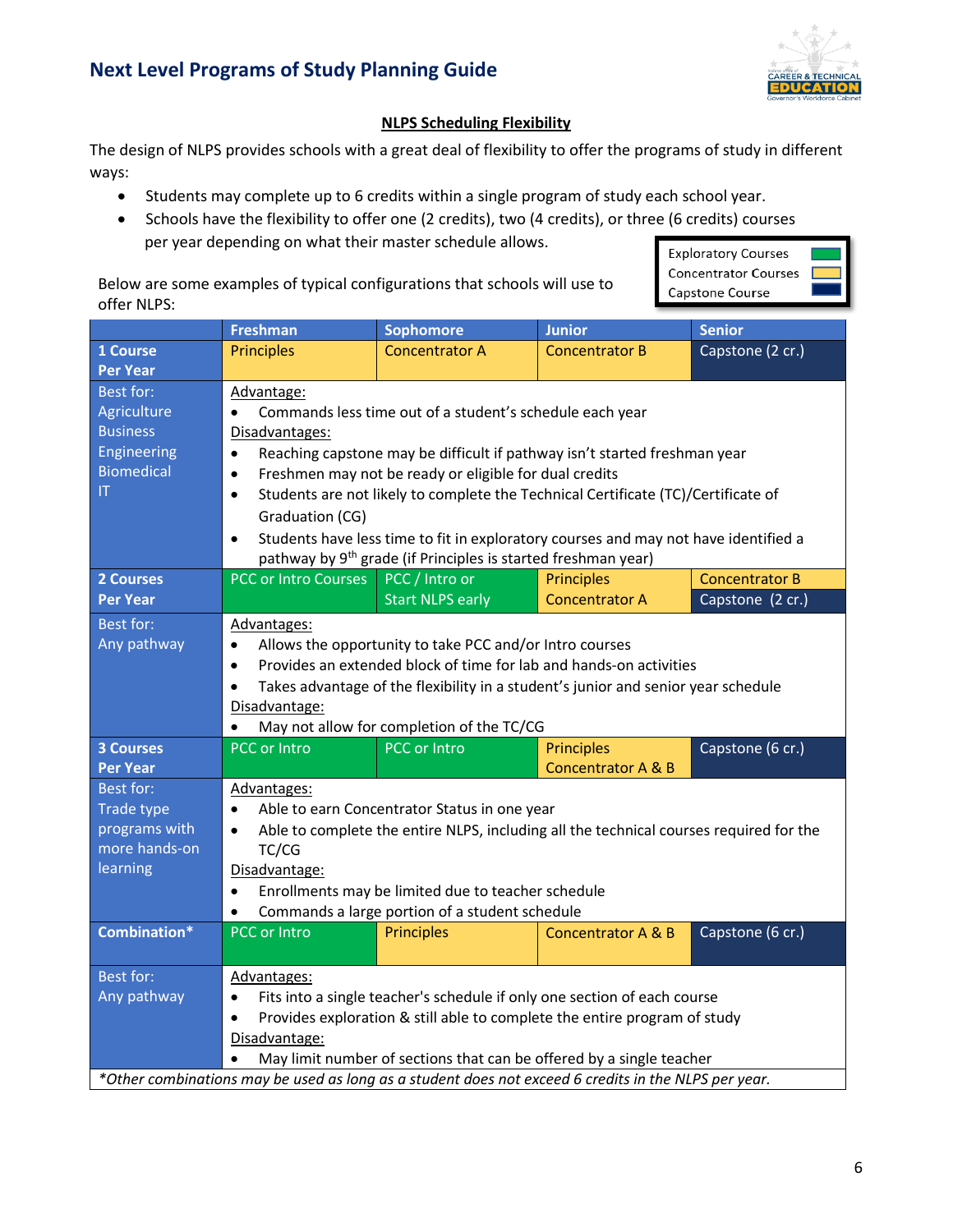## NLPS Scheduling Flexibility

The design of NLPS provides schools with a great deal of flexibility to offer the programs of study in different ways:

- Students may complete up to 6 credits within a single program of study each school year.
- Schools have the flexibility to offer one (2 credits), two (4 credits), or three (6 credits) courses per year depending on what their master schedule allows.

Below are some examples of typical configurations that schools will use to offer NLPS:

| Legend | |
|---|---|
| Exploratory Courses | Green |
| Concentrator Courses | Yellow |
| Capstone Course | Dark Blue |

| | Freshman | Sophomore | Junior | Senior |
|---|---|---|---|---|
| **1 Course Per Year** | Principles | Concentrator A | Concentrator B | Capstone (2 cr.) |
| Best for: Agriculture, Business, Engineering, Biomedical, IT | Advantage:<br>• Commands less time out of a student's schedule each year<br>Disadvantages:<br>• Reaching capstone may be difficult if pathway isn't started freshman year<br>• Freshmen may not be ready or eligible for dual credits<br>• Students are not likely to complete the Technical Certificate (TC)/Certificate of Graduation (CG)<br>• Students have less time to fit in exploratory courses and may not have identified a pathway by 9th grade (if Principles is started freshman year) | | | |
| **2 Courses Per Year** | PCC or Intro Courses | PCC / Intro or Start NLPS early | Principles<br>Concentrator A | Concentrator B<br>Capstone (2 cr.) |
| Best for: Any pathway | Advantages:<br>• Allows the opportunity to take PCC and/or Intro courses<br>• Provides an extended block of time for lab and hands-on activities<br>• Takes advantage of the flexibility in a student's junior and senior year schedule<br>Disadvantage:<br>• May not allow for completion of the TC/CG | | | |
| **3 Courses Per Year** | PCC or Intro | PCC or Intro | Principles<br>Concentrator A & B | Capstone (6 cr.) |
| Best for: Trade type programs with more hands-on learning | Advantages:<br>• Able to earn Concentrator Status in one year<br>• Able to complete the entire NLPS, including all the technical courses required for the TC/CG<br>Disadvantage:<br>• Enrollments may be limited due to teacher schedule<br>• Commands a large portion of a student schedule | | | |
| **Combination*** | PCC or Intro | Principles | Concentrator A & B | Capstone (6 cr.) |
| Best for: Any pathway | Advantages:<br>• Fits into a single teacher's schedule if only one section of each course<br>• Provides exploration & still able to complete the entire program of study<br>Disadvantage:<br>• May limit number of sections that can be offered by a single teacher | | | |

*\*Other combinations may be used as long as a student does not exceed 6 credits in the NLPS per year.*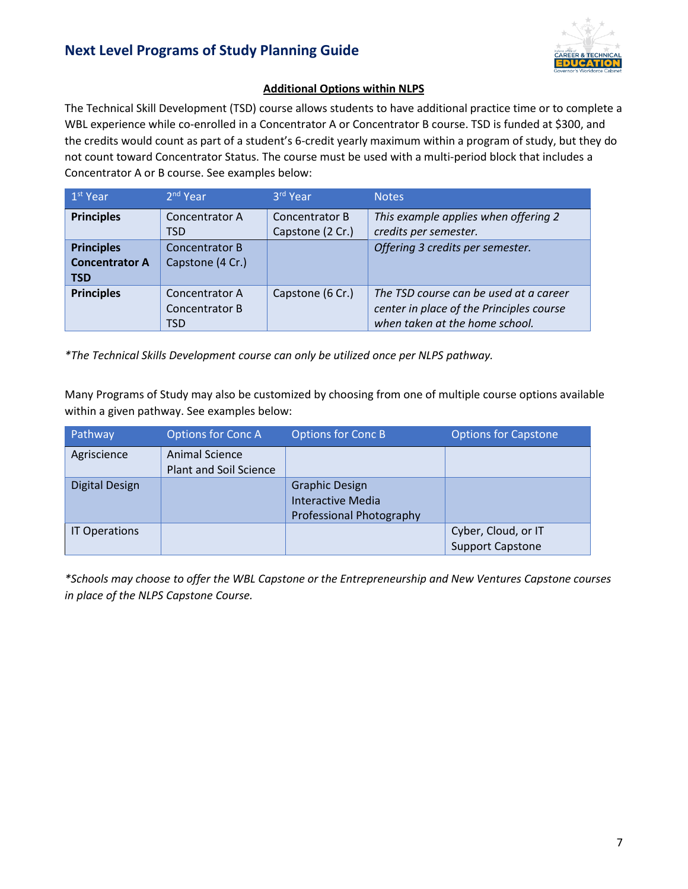## Additional Options within NLPS

The Technical Skill Development (TSD) course allows students to have additional practice time or to complete a WBL experience while co-enrolled in a Concentrator A or Concentrator B course. TSD is funded at $300, and the credits would count as part of a student's 6-credit yearly maximum within a program of study, but they do not count toward Concentrator Status. The course must be used with a multi-period block that includes a Concentrator A or B course. See examples below:

| 1st Year | 2nd Year | 3rd Year | Notes |
|---|---|---|---|
| **Principles** | Concentrator A<br>TSD | Concentrator B<br>Capstone (2 Cr.) | *This example applies when offering 2 credits per semester.* |
| **Principles**<br>**Concentrator A**<br>**TSD** | Concentrator B<br>Capstone (4 Cr.) | | *Offering 3 credits per semester.* |
| **Principles** | Concentrator A<br>Concentrator B<br>TSD | Capstone (6 Cr.) | *The TSD course can be used at a career center in place of the Principles course when taken at the home school.* |

*\*The Technical Skills Development course can only be utilized once per NLPS pathway.*

Many Programs of Study may also be customized by choosing from one of multiple course options available within a given pathway. See examples below:

| Pathway | Options for Conc A | Options for Conc B | Options for Capstone |
|---|---|---|---|
| Agriscience | Animal Science<br>Plant and Soil Science | | |
| Digital Design | | Graphic Design<br>Interactive Media<br>Professional Photography | |
| IT Operations | | | Cyber, Cloud, or IT Support Capstone |

*\*Schools may choose to offer the WBL Capstone or the Entrepreneurship and New Ventures Capstone courses in place of the NLPS Capstone Course.*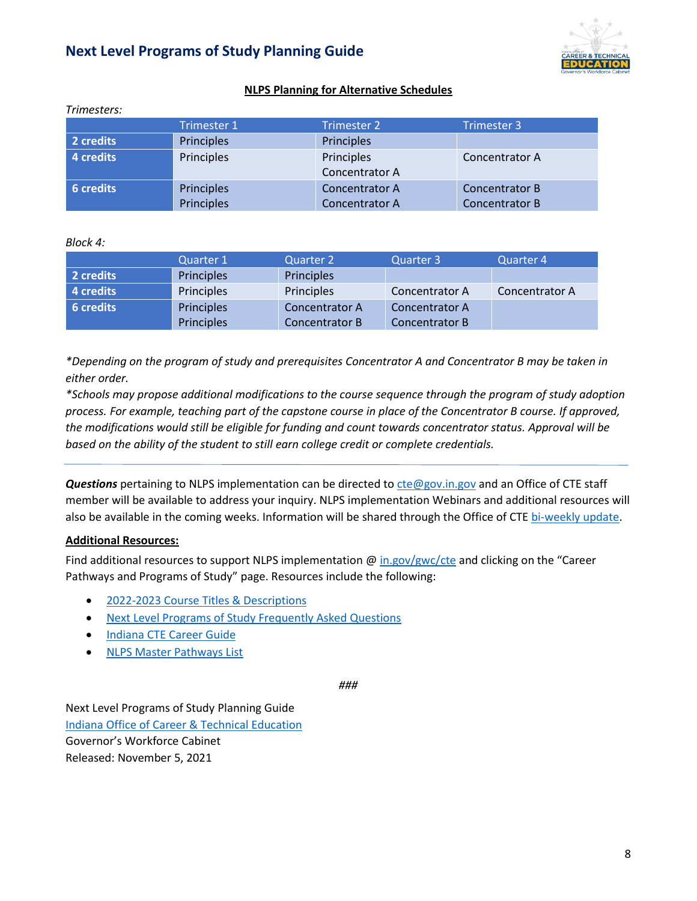**NLPS Planning for Alternative Schedules**

*Trimesters:*

| | Trimester 1 | Trimester 2 | Trimester 3 |
|---|---|---|---|
| **2 credits** | Principles | Principles | |
| **4 credits** | Principles | Principles<br>Concentrator A | Concentrator A |
| **6 credits** | Principles<br>Principles | Concentrator A<br>Concentrator A | Concentrator B<br>Concentrator B |

*Block 4:*

| | Quarter 1 | Quarter 2 | Quarter 3 | Quarter 4 |
|---|---|---|---|---|
| **2 credits** | Principles | Principles | | |
| **4 credits** | Principles | Principles | Concentrator A | Concentrator A |
| **6 credits** | Principles<br>Principles | Concentrator A<br>Concentrator B | Concentrator A<br>Concentrator B | |

*\*Depending on the program of study and prerequisites Concentrator A and Concentrator B may be taken in either order.*
*\*Schools may propose additional modifications to the course sequence through the program of study adoption process. For example, teaching part of the capstone course in place of the Concentrator B course. If approved, the modifications would still be eligible for funding and count towards concentrator status. Approval will be based on the ability of the student to still earn college credit or complete credentials.*

---

***Questions*** pertaining to NLPS implementation can be directed to cte@gov.in.gov and an Office of CTE staff member will be available to address your inquiry. NLPS implementation Webinars and additional resources will also be available in the coming weeks. Information will be shared through the Office of CTE bi-weekly update.

**Additional Resources:**

Find additional resources to support NLPS implementation @ in.gov/gwc/cte and clicking on the "Career Pathways and Programs of Study" page. Resources include the following:

- 2022-2023 Course Titles & Descriptions
- Next Level Programs of Study Frequently Asked Questions
- Indiana CTE Career Guide
- NLPS Master Pathways List

*###*

Next Level Programs of Study Planning Guide
Indiana Office of Career & Technical Education
Governor's Workforce Cabinet
Released: November 5, 2021